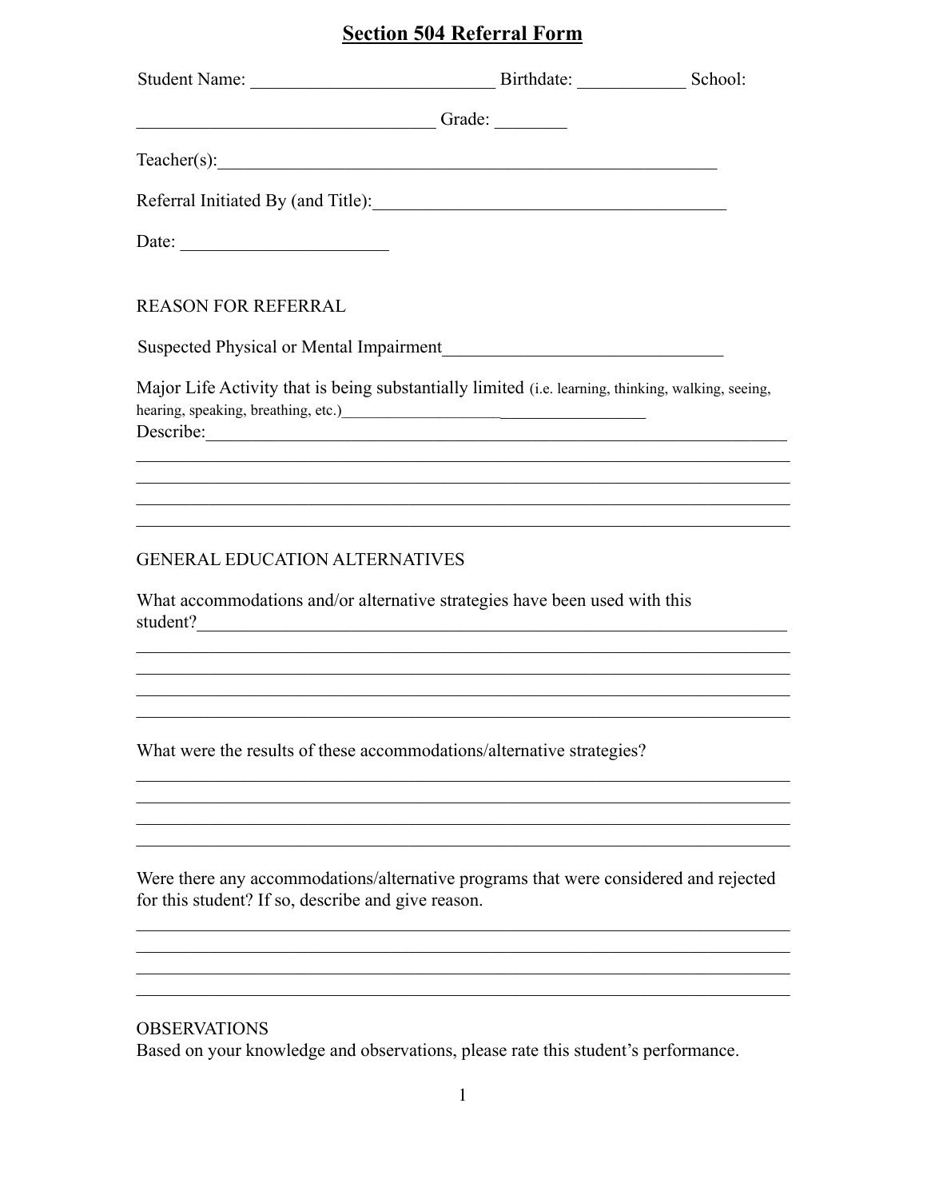# Section 504 Referral Form

Student Name: ___________________________ Birthdate: ____________ School: ________________________________ Grade: ________

Teacher(s):_________________________________________________________

Referral Initiated By (and Title):________________________________________

Date: ______________________

REASON FOR REFERRAL

Suspected Physical or Mental Impairment_______________________________

Major Life Activity that is being substantially limited (i.e. learning, thinking, walking, seeing, hearing, speaking, breathing, etc.)______________________________________

Describe:_____________________________________________________________

_____________________________________________________________________

_____________________________________________________________________

_____________________________________________________________________

_____________________________________________________________________

GENERAL EDUCATION ALTERNATIVES

What accommodations and/or alternative strategies have been used with this student?______________________________________________________________

_____________________________________________________________________

_____________________________________________________________________

_____________________________________________________________________

_____________________________________________________________________

What were the results of these accommodations/alternative strategies?

_____________________________________________________________________

_____________________________________________________________________

_____________________________________________________________________

_____________________________________________________________________

Were there any accommodations/alternative programs that were considered and rejected for this student? If so, describe and give reason.

_____________________________________________________________________

_____________________________________________________________________

_____________________________________________________________________

_____________________________________________________________________

OBSERVATIONS

Based on your knowledge and observations, please rate this student's performance.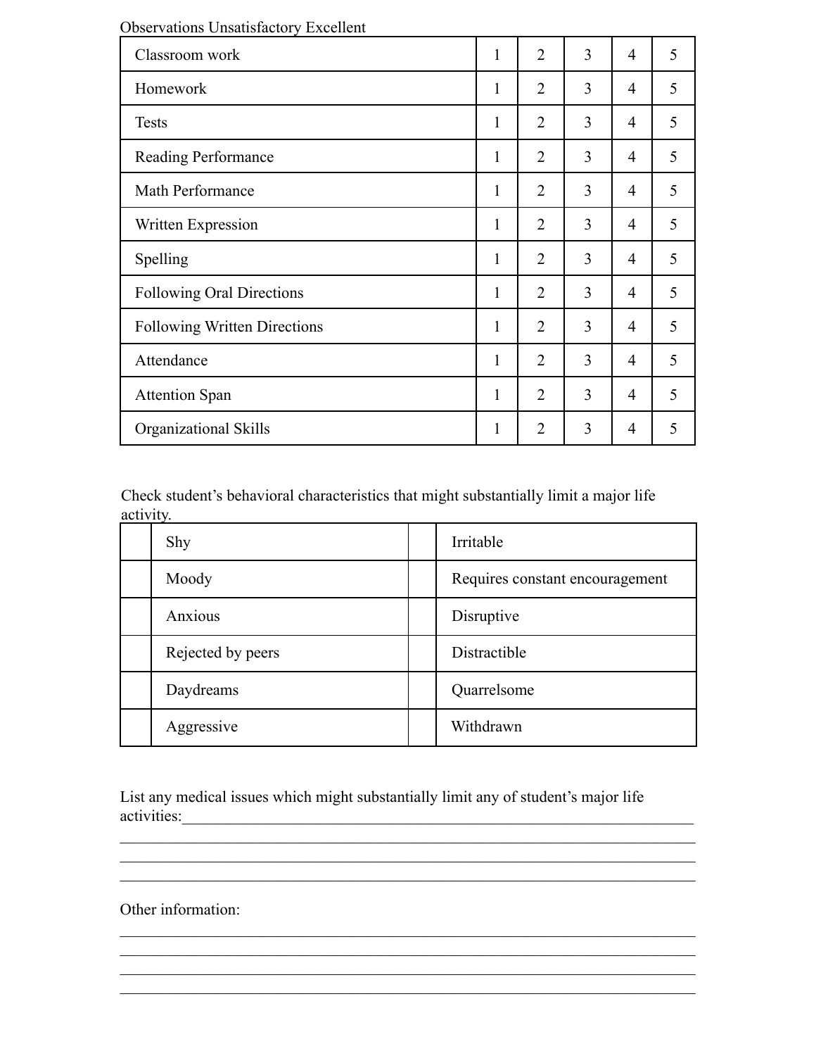Observations Unsatisfactory Excellent

| | | | | | |
|---|---|---|---|---|---|
| Classroom work | 1 | 2 | 3 | 4 | 5 |
| Homework | 1 | 2 | 3 | 4 | 5 |
| Tests | 1 | 2 | 3 | 4 | 5 |
| Reading Performance | 1 | 2 | 3 | 4 | 5 |
| Math Performance | 1 | 2 | 3 | 4 | 5 |
| Written Expression | 1 | 2 | 3 | 4 | 5 |
| Spelling | 1 | 2 | 3 | 4 | 5 |
| Following Oral Directions | 1 | 2 | 3 | 4 | 5 |
| Following Written Directions | 1 | 2 | 3 | 4 | 5 |
| Attendance | 1 | 2 | 3 | 4 | 5 |
| Attention Span | 1 | 2 | 3 | 4 | 5 |
| Organizational Skills | 1 | 2 | 3 | 4 | 5 |

Check student's behavioral characteristics that might substantially limit a major life activity.

| | | | |
|---|---|---|---|
| | Shy | | Irritable |
| | Moody | | Requires constant encouragement |
| | Anxious | | Disruptive |
| | Rejected by peers | | Distractible |
| | Daydreams | | Quarrelsome |
| | Aggressive | | Withdrawn |

List any medical issues which might substantially limit any of student's major life activities:___________________________________________________________________

___________________________________________________________________________

___________________________________________________________________________

___________________________________________________________________________

Other information:

___________________________________________________________________________

___________________________________________________________________________

___________________________________________________________________________

___________________________________________________________________________